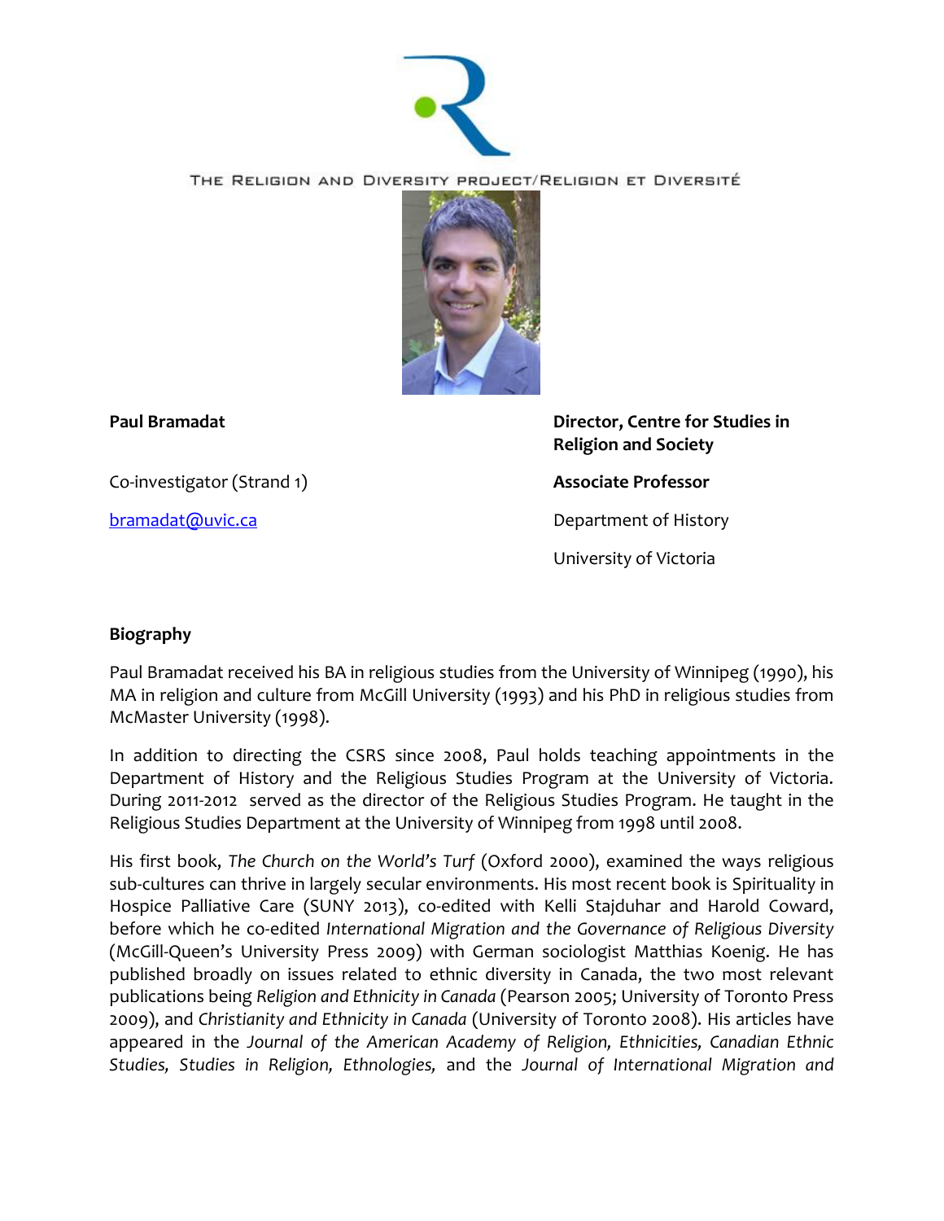THE RELIGION AND DIVERSITY PROJECT/RELIGION ET DIVERSITÉ

**Paul Bramadat**

Co-investigator (Strand 1)

bramadat@uvic.ca

**Director, Centre for Studies in Religion and Society**

**Associate Professor**

Department of History

University of Victoria

**Biography**

Paul Bramadat received his BA in religious studies from the University of Winnipeg (1990), his MA in religion and culture from McGill University (1993) and his PhD in religious studies from McMaster University (1998).

In addition to directing the CSRS since 2008, Paul holds teaching appointments in the Department of History and the Religious Studies Program at the University of Victoria. During 2011-2012 served as the director of the Religious Studies Program. He taught in the Religious Studies Department at the University of Winnipeg from 1998 until 2008.

His first book, *The Church on the World's Turf* (Oxford 2000), examined the ways religious sub-cultures can thrive in largely secular environments. His most recent book is Spirituality in Hospice Palliative Care (SUNY 2013), co-edited with Kelli Stajduhar and Harold Coward, before which he co-edited *International Migration and the Governance of Religious Diversity* (McGill-Queen's University Press 2009) with German sociologist Matthias Koenig. He has published broadly on issues related to ethnic diversity in Canada, the two most relevant publications being *Religion and Ethnicity in Canada* (Pearson 2005; University of Toronto Press 2009), and *Christianity and Ethnicity in Canada* (University of Toronto 2008). His articles have appeared in the *Journal of the American Academy of Religion, Ethnicities, Canadian Ethnic Studies, Studies in Religion, Ethnologies,* and the *Journal of International Migration and*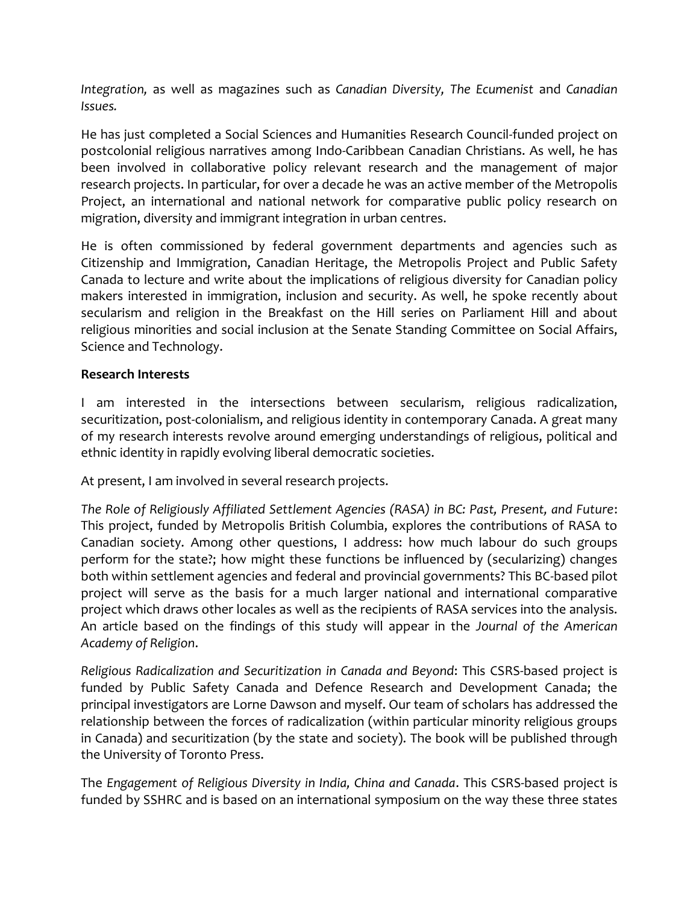*Integration,* as well as magazines such as *Canadian Diversity, The Ecumenist* and *Canadian Issues.*

He has just completed a Social Sciences and Humanities Research Council-funded project on postcolonial religious narratives among Indo-Caribbean Canadian Christians. As well, he has been involved in collaborative policy relevant research and the management of major research projects. In particular, for over a decade he was an active member of the Metropolis Project, an international and national network for comparative public policy research on migration, diversity and immigrant integration in urban centres.

He is often commissioned by federal government departments and agencies such as Citizenship and Immigration, Canadian Heritage, the Metropolis Project and Public Safety Canada to lecture and write about the implications of religious diversity for Canadian policy makers interested in immigration, inclusion and security. As well, he spoke recently about secularism and religion in the Breakfast on the Hill series on Parliament Hill and about religious minorities and social inclusion at the Senate Standing Committee on Social Affairs, Science and Technology.

**Research Interests**

I am interested in the intersections between secularism, religious radicalization, securitization, post-colonialism, and religious identity in contemporary Canada. A great many of my research interests revolve around emerging understandings of religious, political and ethnic identity in rapidly evolving liberal democratic societies.

At present, I am involved in several research projects.

*The Role of Religiously Affiliated Settlement Agencies (RASA) in BC: Past, Present, and Future*: This project, funded by Metropolis British Columbia, explores the contributions of RASA to Canadian society. Among other questions, I address: how much labour do such groups perform for the state?; how might these functions be influenced by (secularizing) changes both within settlement agencies and federal and provincial governments? This BC-based pilot project will serve as the basis for a much larger national and international comparative project which draws other locales as well as the recipients of RASA services into the analysis. An article based on the findings of this study will appear in the *Journal of the American Academy of Religion*.

*Religious Radicalization and Securitization in Canada and Beyond*: This CSRS-based project is funded by Public Safety Canada and Defence Research and Development Canada; the principal investigators are Lorne Dawson and myself. Our team of scholars has addressed the relationship between the forces of radicalization (within particular minority religious groups in Canada) and securitization (by the state and society). The book will be published through the University of Toronto Press.

The *Engagement of Religious Diversity in India, China and Canada*. This CSRS-based project is funded by SSHRC and is based on an international symposium on the way these three states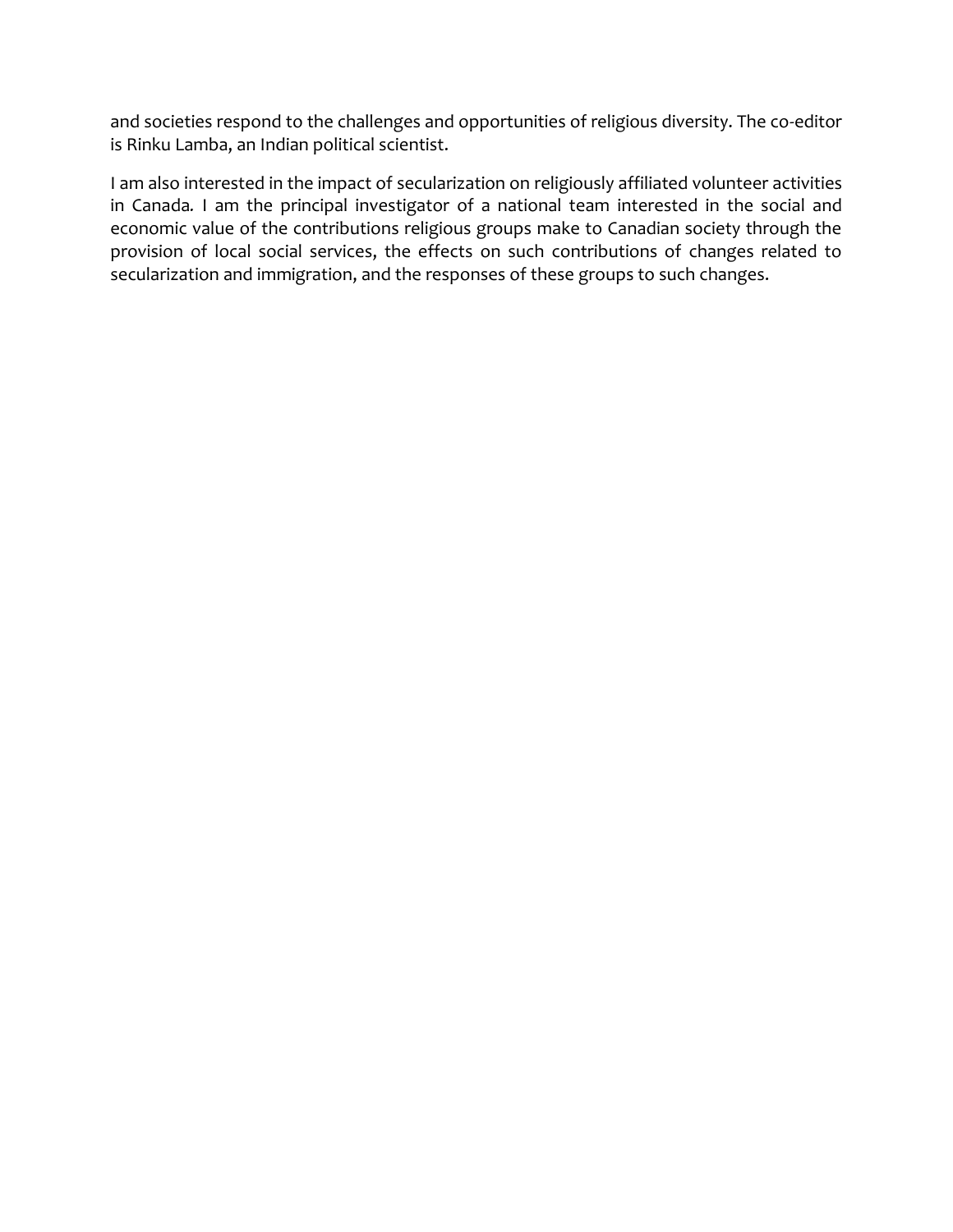and societies respond to the challenges and opportunities of religious diversity. The co-editor is Rinku Lamba, an Indian political scientist.

I am also interested in the impact of secularization on religiously affiliated volunteer activities in Canada. I am the principal investigator of a national team interested in the social and economic value of the contributions religious groups make to Canadian society through the provision of local social services, the effects on such contributions of changes related to secularization and immigration, and the responses of these groups to such changes.